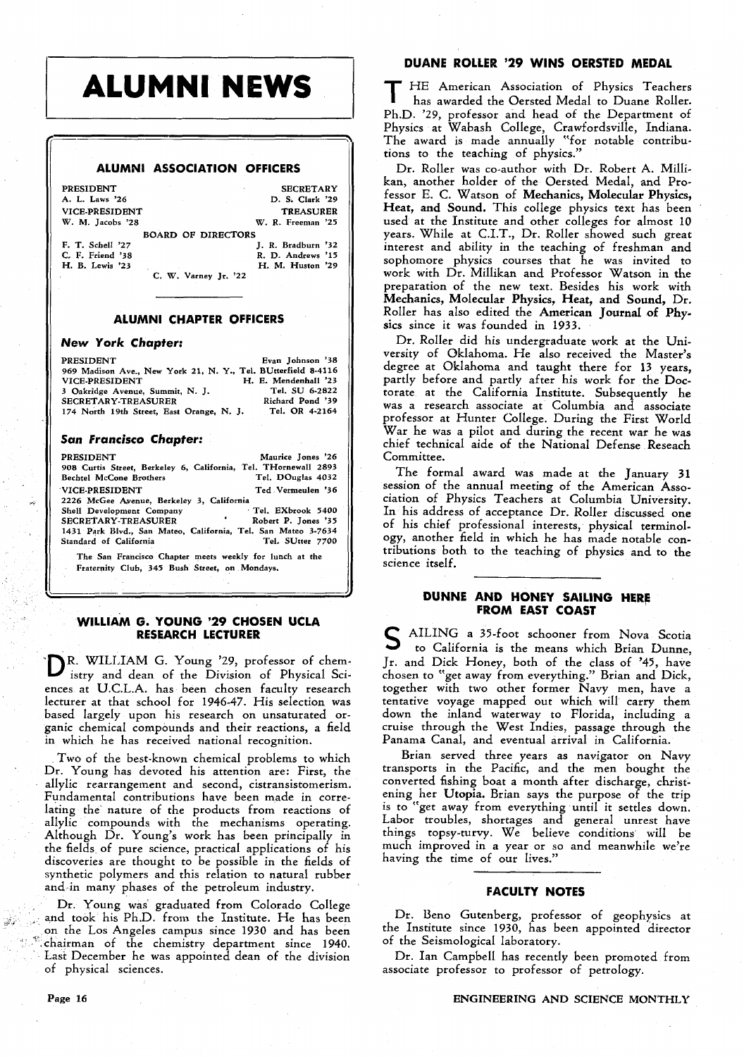# ALUMNI NEWS

## ALUMNI ASSOCIATION OFFICERS

| | |
|---|---|
| PRESIDENT | SECRETARY |
| A. L. Laws '26 | D. S. Clark '29 |
| VICE-PRESIDENT | TREASURER |
| W. M. Jacobs '28 | W. R. Freeman '25 |

BOARD OF DIRECTORS

| | |
|---|---|
| F. T. Schell '27 | J. R. Bradburn '32 |
| C. F. Friend '38 | R. D. Andrews '15 |
| H. B. Lewis '23 | H. M. Huston '29 |

C. W. Varney Jr. '22

## ALUMNI CHAPTER OFFICERS

### New York Chapter:

PRESIDENT — Evan Johnson '38
969 Madison Ave., New York 21, N. Y., Tel. BUtterfield 8-4116

VICE-PRESIDENT — H. E. Mendenhall '23
3 Oakridge Avenue, Summit, N. J. — Tel. SU 6-2822

SECRETARY-TREASURER — Richard Pond '39
174 North 19th Street, East Orange, N. J. — Tel. OR 4-2164

### San Francisco Chapter:

PRESIDENT — Maurice Jones '26
908 Curtis Street, Berkeley 6, California, Tel. THornewall 2893
Bechtel McCone Brothers — Tel. DOuglas 4032

VICE-PRESIDENT — Ted Vermeulen '36
2226 McGee Avenue, Berkeley 3, California
Shell Development Company — Tel. EXbrook 5400

SECRETARY-TREASURER — Robert P. Jones '35
1431 Park Blvd., San Mateo, California, Tel. San Mateo 3-7634
Standard of California — Tel. SUtter 7700

The San Francisco Chapter meets weekly for lunch at the Fraternity Club, 345 Bush Street, on Mondays.

## WILLIAM G. YOUNG '29 CHOSEN UCLA RESEARCH LECTURER

DR. WILLIAM G. Young '29, professor of chemistry and dean of the Division of Physical Sciences at U.C.L.A. has been chosen faculty research lecturer at that school for 1946-47. His selection was based largely upon his research on unsaturated organic chemical compounds and their reactions, a field in which he has received national recognition.

Two of the best-known chemical problems to which Dr. Young has devoted his attention are: First, the allylic rearrangement and second, cistransistomerism. Fundamental contributions have been made in correlating the nature of the products from reactions of allylic compounds with the mechanisms operating. Although Dr. Young's work has been principally in the fields of pure science, practical applications of his discoveries are thought to be possible in the fields of synthetic polymers and this relation to natural rubber and in many phases of the petroleum industry.

Dr. Young was graduated from Colorado College and took his Ph.D. from the Institute. He has been on the Los Angeles campus since 1930 and has been chairman of the chemistry department since 1940. Last December he was appointed dean of the division of physical sciences.

## DUANE ROLLER '29 WINS OERSTED MEDAL

THE American Association of Physics Teachers has awarded the Oersted Medal to Duane Roller. Ph.D. '29, professor and head of the Department of Physics at Wabash College, Crawfordsville, Indiana. The award is made annually "for notable contributions to the teaching of physics."

Dr. Roller was co-author with Dr. Robert A. Millikan, another holder of the Oersted Medal, and Professor E. C. Watson of **Mechanics, Molecular Physics, Heat, and Sound.** This college physics text has been used at the Institute and other colleges for almost 10 years. While at C.I.T., Dr. Roller showed such great interest and ability in the teaching of freshman and sophomore physics courses that he was invited to work with Dr. Millikan and Professor Watson in the preparation of the new text. Besides his work with **Mechanics, Molecular Physics, Heat, and Sound,** Dr. Roller has also edited the **American Journal of Physics** since it was founded in 1933.

Dr. Roller did his undergraduate work at the University of Oklahoma. He also received the Master's degree at Oklahoma and taught there for 13 years, partly before and partly after his work for the Doctorate at the California Institute. Subsequently he was a research associate at Columbia and associate professor at Hunter College. During the First World War he was a pilot and during the recent war he was chief technical aide of the National Defense Reseach Committee.

The formal award was made at the January 31 session of the annual meeting of the American Association of Physics Teachers at Columbia University. In his address of acceptance Dr. Roller discussed one of his chief professional interests, physical terminology, another field in which he has made notable contributions both to the teaching of physics and to the science itself.

## DUNNE AND HONEY SAILING HERE FROM EAST COAST

SAILING a 35-foot schooner from Nova Scotia to California is the means which Brian Dunne, Jr. and Dick Honey, both of the class of '45, have chosen to "get away from everything." Brian and Dick, together with two other former Navy men, have a tentative voyage mapped out which will carry them down the inland waterway to Florida, including a cruise through the West Indies, passage through the Panama Canal, and eventual arrival in California.

Brian served three years as navigator on Navy transports in the Pacific, and the men bought the converted fishing boat a month after discharge, christening her **Utopia.** Brian says the purpose of the trip is to "get away from everything until it settles down. Labor troubles, shortages and general unrest have things topsy-turvy. We believe conditions will be much improved in a year or so and meanwhile we're having the time of our lives."

## FACULTY NOTES

Dr. Beno Gutenberg, professor of geophysics at the Institute since 1930, has been appointed director of the Seismological laboratory.

Dr. Ian Campbell has recently been promoted from associate professor to professor of petrology.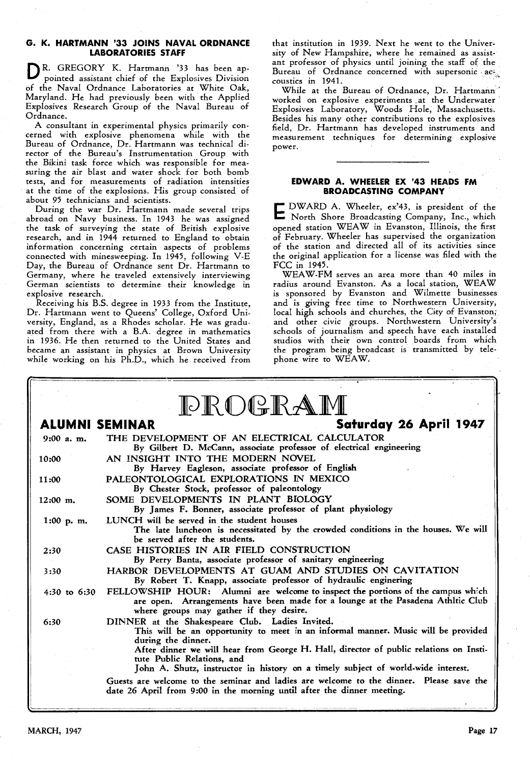## G. K. HARTMANN '33 JOINS NAVAL ORDNANCE LABORATORIES STAFF

DR. GREGORY K. Hartmann '33 has been appointed assistant chief of the Explosives Division of the Naval Ordnance Laboratories at White Oak, Maryland. He had previously been with the Applied Explosives Research Group of the Naval Bureau of Ordnance.

A consultant in experimental physics primarily concerned with explosive phenomena while with the Bureau of Ordnance, Dr. Hartmann was technical director of the Bureau's Instrumentation Group with the Bikini task force which was responsible for measuring the air blast and water shock for both bomb tests, and for measurements of radiation intensities at the time of the explosions. His group consisted of about 95 technicians and scientists.

During the war Dr. Hartmann made several trips abroad on Navy business. In 1943 he was assigned the task of surveying the state of British explosive research, and in 1944 returned to England to obtain information concerning certain aspects of problems connected with minesweeping. In 1945, following V-E Day, the Bureau of Ordnance sent Dr. Hartmann to Germany, where he traveled extensively interviewing German scientists to determine their knowledge in explosive research.

Receiving his B.S. degree in 1933 from the Institute, Dr. Hartmann went to Queens' College, Oxford University, England, as a Rhodes scholar. He was graduated from there with a B.A. degree in mathematics in 1936. He then returned to the United States and became an assistant in physics at Brown University while working on his Ph.D., which he received from that institution in 1939. Next he went to the University of New Hampshire, where he remained as assistant professor of physics until joining the staff of the Bureau of Ordnance concerned with supersonic acoustics in 1941.

While at the Bureau of Ordnance, Dr. Hartmann worked on explosive experiments at the Underwater Explosives Laboratory, Woods Hole, Massachusetts. Besides his many other contributions to the explosives field, Dr. Hartmann has developed instruments and measurement techniques for determining explosive power.

## EDWARD A. WHEELER EX '43 HEADS FM BROADCASTING COMPANY

EDWARD A. Wheeler, ex'43, is president of the North Shore Broadcasting Company, Inc., which opened station WEAW in Evanston, Illinois, the first of February. Wheeler has supervised the organization of the station and directed all of its activities since the original application for a license was filed with the FCC in 1945.

WEAW-FM serves an area more than 40 miles in radius around Evanston. As a local station, WEAW is sponsored by Evanston and Wilmette businesses and is giving free time to Northwestern University, local high schools and churches, the City of Evanston, and other civic groups. Northwestern University's schools of journalism and speech have each installed studios with their own control boards from which the program being broadcast is transmitted by telephone wire to WEAW.

# PROGRAM

## ALUMNI SEMINAR — Saturday 26 April 1947

| | |
|---|---|
| 9:00 a. m. | THE DEVELOPMENT OF AN ELECTRICAL CALCULATOR<br>By Gilbert D. McCann, associate professor of electrical engineering |
| 10:00 | AN INSIGHT INTO THE MODERN NOVEL<br>By Harvey Eagleson, associate professor of English |
| 11:00 | PALEONTOLOGICAL EXPLORATIONS IN MEXICO<br>By Chester Stock, professor of paleontology |
| 12:00 m. | SOME DEVELOPMENTS IN PLANT BIOLOGY<br>By James F. Bonner, associate professor of plant physiology |
| 1:00 p. m. | LUNCH will be served in the student houses<br>The late luncheon is necessitated by the crowded conditions in the houses. We will be served after the students. |
| 2:30 | CASE HISTORIES IN AIR FIELD CONSTRUCTION<br>By Perry Banta, associate professor of sanitary engineering |
| 3:30 | HARBOR DEVELOPMENTS AT GUAM AND STUDIES ON CAVITATION<br>By Robert T. Knapp, associate professor of hydraulic enginering |
| 4:30 to 6:30 | FELLOWSHIP HOUR: Alumni are welcome to inspect the portions of the campus which are open. Arrangements have been made for a lounge at the Pasadena Athltic Club where groups may gather if they desire. |
| 6:30 | DINNER at the Shakespeare Club. Ladies Invited.<br>This will be an opportunity to meet in an informal manner. Music will be provided during the dinner.<br>After dinner we will hear from George H. Hall, director of public relations on Institute Public Relations, and<br>John A. Shutz, instructor in history on a timely subject of world-wide interest. |

Guests are welcome to the seminar and ladies are welcome to the dinner. Please save the date 26 April from 9:00 in the morning until after the dinner meeting.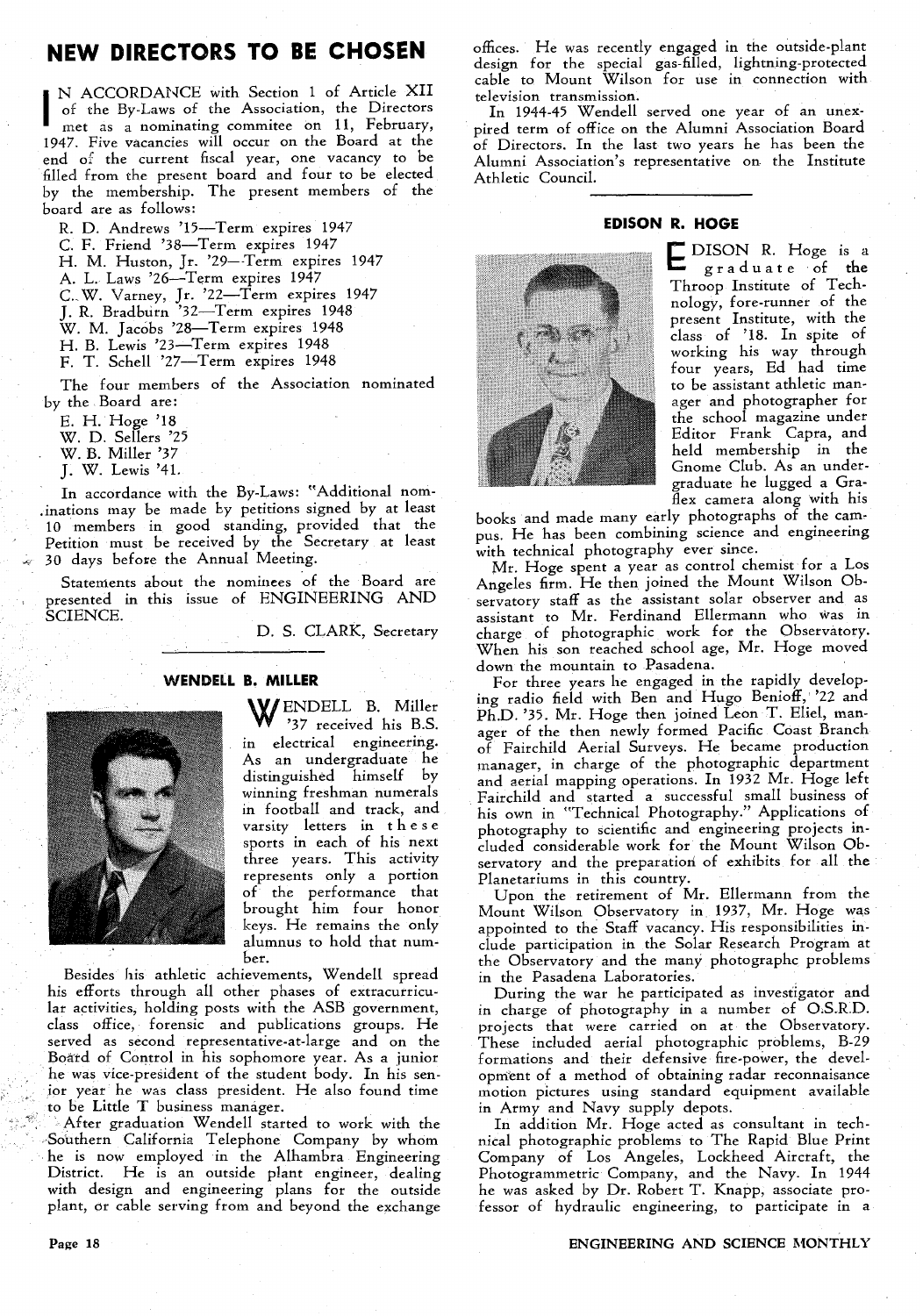## NEW DIRECTORS TO BE CHOSEN

IN ACCORDANCE with Section 1 of Article XII of the By-Laws of the Association, the Directors met as a nominating commitee on 11, February, 1947. Five vacancies will occur on the Board at the end of the current fiscal year, one vacancy to be filled from the present board and four to be elected by the membership. The present members of the board are as follows:

R. D. Andrews '15—Term expires 1947
C. F. Friend '38—Term expires 1947
H. M. Huston, Jr. '29—Term expires 1947
A. L. Laws '26—Term expires 1947
C. W. Varney, Jr. '22—Term expires 1947
J. R. Bradburn '32—Term expires 1948
W. M. Jacobs '28—Term expires 1948
H. B. Lewis '23—Term expires 1948
F. T. Schell '27—Term expires 1948

The four members of the Association nominated by the Board are:

E. H. Hoge '18
W. D. Sellers '25
W. B. Miller '37
J. W. Lewis '41.

In accordance with the By-Laws: "Additional nominations may be made by petitions signed by at least 10 members in good standing, provided that the Petition must be received by the Secretary at least 30 days before the Annual Meeting.

Statements about the nominees of the Board are presented in this issue of ENGINEERING AND SCIENCE.

D. S. CLARK, Secretary

### WENDELL B. MILLER

WENDELL B. Miller '37 received his B.S. in electrical engineering. As an undergraduate he distinguished himself by winning freshman numerals in football and track, and varsity letters in these sports in each of his next three years. This activity represents only a portion of the performance that brought him four honor keys. He remains the only alumnus to hold that number.

Besides his athletic achievements, Wendell spread his efforts through all other phases of extracurricular activities, holding posts with the ASB government, class office, forensic and publications groups. He served as second representative-at-large and on the Board of Control in his sophomore year. As a junior he was vice-president of the student body. In his senior year he was class president. He also found time to be Little T business manager.

After graduation Wendell started to work with the Southern California Telephone Company by whom he is now employed in the Alhambra Engineering District. He is an outside plant engineer, dealing with design and engineering plans for the outside plant, or cable serving from and beyond the exchange offices. He was recently engaged in the outside-plant design for the special gas-filled, lightning-protected cable to Mount Wilson for use in connection with television transmission.

In 1944-45 Wendell served one year of an unexpired term of office on the Alumni Association Board of Directors. In the last two years he has been the Alumni Association's representative on the Institute Athletic Council.

### EDISON R. HOGE

EDISON R. Hoge is a graduate of the Throop Institute of Technology, fore-runner of the present Institute, with the class of '18. In spite of working his way through four years, Ed had time to be assistant athletic manager and photographer for the school magazine under Editor Frank Capra, and held membership in the Gnome Club. As an undergraduate he lugged a Graflex camera along with his books and made many early photographs of the campus. He has been combining science and engineering with technical photography ever since.

Mr. Hoge spent a year as control chemist for a Los Angeles firm. He then joined the Mount Wilson Observatory staff as the assistant solar observer and as assistant to Mr. Ferdinand Ellermann who was in charge of photographic work for the Observatory. When his son reached school age, Mr. Hoge moved down the mountain to Pasadena.

For three years he engaged in the rapidly developing radio field with Ben and Hugo Benioff, '22 and Ph.D. '35. Mr. Hoge then joined Leon T. Eliel, manager of the then newly formed Pacific Coast Branch of Fairchild Aerial Surveys. He became production manager, in charge of the photographic department and aerial mapping operations. In 1932 Mr. Hoge left Fairchild and started a successful small business of his own in "Technical Photography." Applications of photography to scientific and engineering projects included considerable work for the Mount Wilson Observatory and the preparation of exhibits for all the Planetariums in this country.

Upon the retirement of Mr. Ellermann from the Mount Wilson Observatory in 1937, Mr. Hoge was appointed to the Staff vacancy. His responsibilities include participation in the Solar Research Program at the Observatory and the many photographc problems in the Pasadena Laboratories.

During the war he participated as investigator and in charge of photography in a number of O.S.R.D. projects that were carried on at the Observatory. These included aerial photographic problems, B-29 formations and their defensive fire-power, the development of a method of obtaining radar reconnaisance motion pictures using standard equipment available in Army and Navy supply depots.

In addition Mr. Hoge acted as consultant in technical photographic problems to The Rapid Blue Print Company of Los Angeles, Lockheed Aircraft, the Photogrammetric Company, and the Navy. In 1944 he was asked by Dr. Robert T. Knapp, associate professor of hydraulic engineering, to participate in a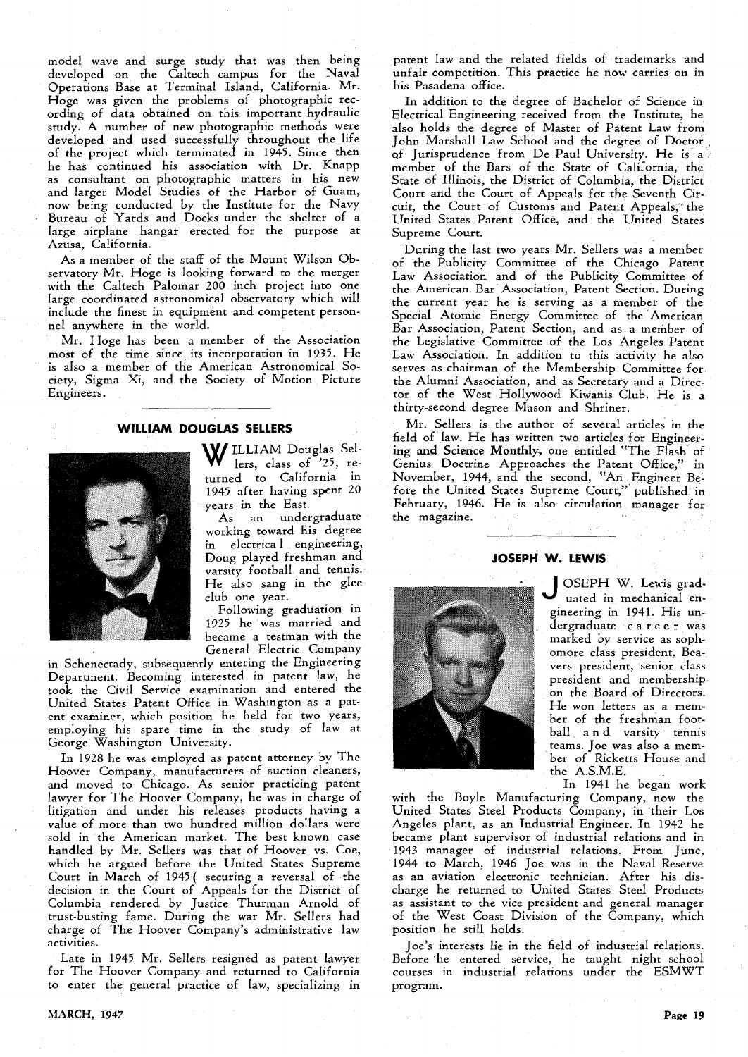model wave and surge study that was then being developed on the Caltech campus for the Naval Operations Base at Terminal Island, California. Mr. Hoge was given the problems of photographic recording of data obtained on this important hydraulic study. A number of new photographic methods were developed and used successfully throughout the life of the project which terminated in 1945. Since then he has continued his association with Dr. Knapp as consultant on photographic matters in his new and larger Model Studies of the Harbor of Guam, now being conducted by the Institute for the Navy Bureau of Yards and Docks under the shelter of a large airplane hangar erected for the purpose at Azusa, California.

As a member of the staff of the Mount Wilson Observatory Mr. Hoge is looking forward to the merger with the Caltech Palomar 200 inch project into one large coordinated astronomical observatory which will include the finest in equipment and competent personnel anywhere in the world.

Mr. Hoge has been a member of the Association most of the time since its incorporation in 1935. He is also a member of the American Astronomical Society, Sigma Xi, and the Society of Motion Picture Engineers.

## WILLIAM DOUGLAS SELLERS

WILLIAM Douglas Sellers, class of '25, returned to California in 1945 after having spent 20 years in the East.

As an undergraduate working toward his degree in electrical engineering, Doug played freshman and varsity football and tennis. He also sang in the glee club one year.

Following graduation in 1925 he was married and became a testman with the General Electric Company in Schenectady, subsequently entering the Engineering Department. Becoming interested in patent law, he took the Civil Service examination and entered the United States Patent Office in Washington as a patent examiner, which position he held for two years, employing his spare time in the study of law at George Washington University.

In 1928 he was employed as patent attorney by The Hoover Company, manufacturers of suction cleaners, and moved to Chicago. As senior practicing patent lawyer for The Hoover Company, he was in charge of litigation and under his releases products having a value of more than two hundred million dollars were sold in the American market. The best known case handled by Mr. Sellers was that of Hoover vs. Coe, which he argued before the United States Supreme Court in March of 1945( securing a reversal of the decision in the Court of Appeals for the District of Columbia rendered by Justice Thurman Arnold of trust-busting fame. During the war Mr. Sellers had charge of The Hoover Company's administrative law activities.

Late in 1945 Mr. Sellers resigned as patent lawyer for The Hoover Company and returned to California to enter the general practice of law, specializing in patent law and the related fields of trademarks and unfair competition. This practice he now carries on in his Pasadena office.

In addition to the degree of Bachelor of Science in Electrical Engineering received from the Institute, he also holds the degree of Master of Patent Law from John Marshall Law School and the degree of Doctor of Jurisprudence from De Paul University. He is a member of the Bars of the State of California, the State of Illinois, the District of Columbia, the District Court and the Court of Appeals for the Seventh Circuit, the Court of Customs and Patent Appeals, the United States Patent Office, and the United States Supreme Court.

During the last two years Mr. Sellers was a member of the Publicity Committee of the Chicago Patent Law Association and of the Publicity Committee of the American Bar Association, Patent Section. During the current year he is serving as a member of the Special Atomic Energy Committee of the American Bar Association, Patent Section, and as a member of the Legislative Committee of the Los Angeles Patent Law Association. In addition to this activity he also serves as chairman of the Membership Committee for the Alumni Association, and as Secretary and a Director of the West Hollywood Kiwanis Club. He is a thirty-second degree Mason and Shriner.

Mr. Sellers is the author of several articles in the field of law. He has written two articles for **Engineering and Science Monthly,** one entitled "The Flash of Genius Doctrine Approaches the Patent Office," in November, 1944, and the second, "An Engineer Before the United States Supreme Court," published in February, 1946. He is also circulation manager for the magazine.

## JOSEPH W. LEWIS

JOSEPH W. Lewis graduated in mechanical engineering in 1941. His undergraduate career was marked by service as sophomore class president, Beavers president, senior class president and membership on the Board of Directors. He won letters as a member of the freshman football and varsity tennis teams. Joe was also a member of Ricketts House and the A.S.M.E.

In 1941 he began work with the Boyle Manufacturing Company, now the United States Steel Products Company, in their Los Angeles plant, as an Industrial Engineer. In 1942 he became plant supervisor of industrial relations and in 1943 manager of industrial relations. From June, 1944 to March, 1946 Joe was in the Naval Reserve as an aviation electronic technician. After his discharge he returned to United States Steel Products as assistant to the vice president and general manager of the West Coast Division of the Company, which position he still holds.

Joe's interests lie in the field of industrial relations. Before he entered service, he taught night school courses in industrial relations under the ESMWT program.